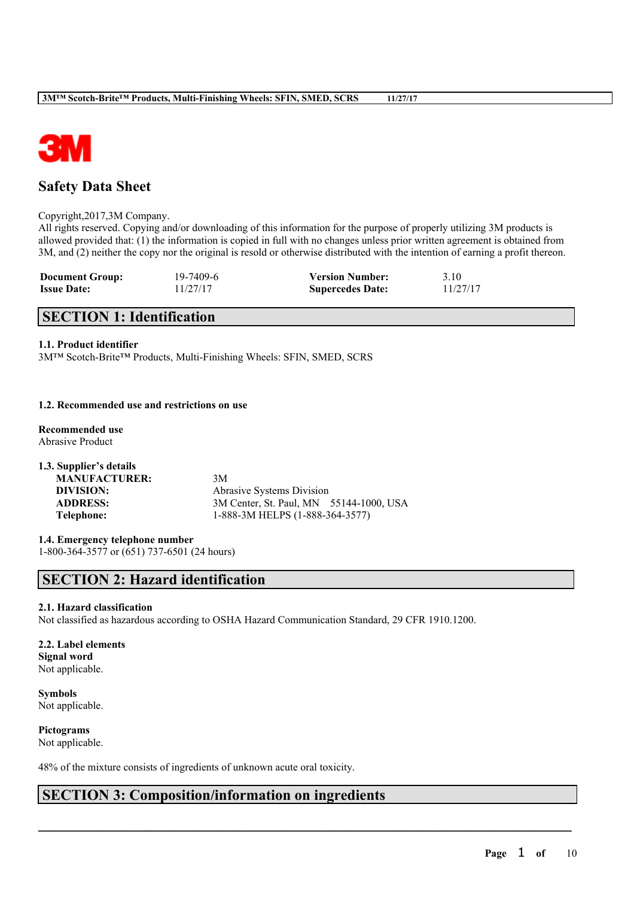# Safety Data Sheet

Copyright,2017,3M Company.
All rights reserved. Copying and/or downloading of this information for the purpose of properly utilizing 3M products is allowed provided that: (1) the information is copied in full with no changes unless prior written agreement is obtained from 3M, and (2) neither the copy nor the original is resold or otherwise distributed with the intention of earning a profit thereon.

| | | | |
|---|---|---|---|
| **Document Group:** | 19-7409-6 | **Version Number:** | 3.10 |
| **Issue Date:** | 11/27/17 | **Supercedes Date:** | 11/27/17 |

## SECTION 1: Identification

**1.1. Product identifier**
3M™ Scotch-Brite™ Products, Multi-Finishing Wheels: SFIN, SMED, SCRS

**1.2. Recommended use and restrictions on use**

**Recommended use**
Abrasive Product

**1.3. Supplier's details**

| | |
|---|---|
| **MANUFACTURER:** | 3M |
| **DIVISION:** | Abrasive Systems Division |
| **ADDRESS:** | 3M Center, St. Paul, MN 55144-1000, USA |
| **Telephone:** | 1-888-3M HELPS (1-888-364-3577) |

**1.4. Emergency telephone number**
1-800-364-3577 or (651) 737-6501 (24 hours)

## SECTION 2: Hazard identification

**2.1. Hazard classification**
Not classified as hazardous according to OSHA Hazard Communication Standard, 29 CFR 1910.1200.

**2.2. Label elements**
**Signal word**
Not applicable.

**Symbols**
Not applicable.

**Pictograms**
Not applicable.

48% of the mixture consists of ingredients of unknown acute oral toxicity.

## SECTION 3: Composition/information on ingredients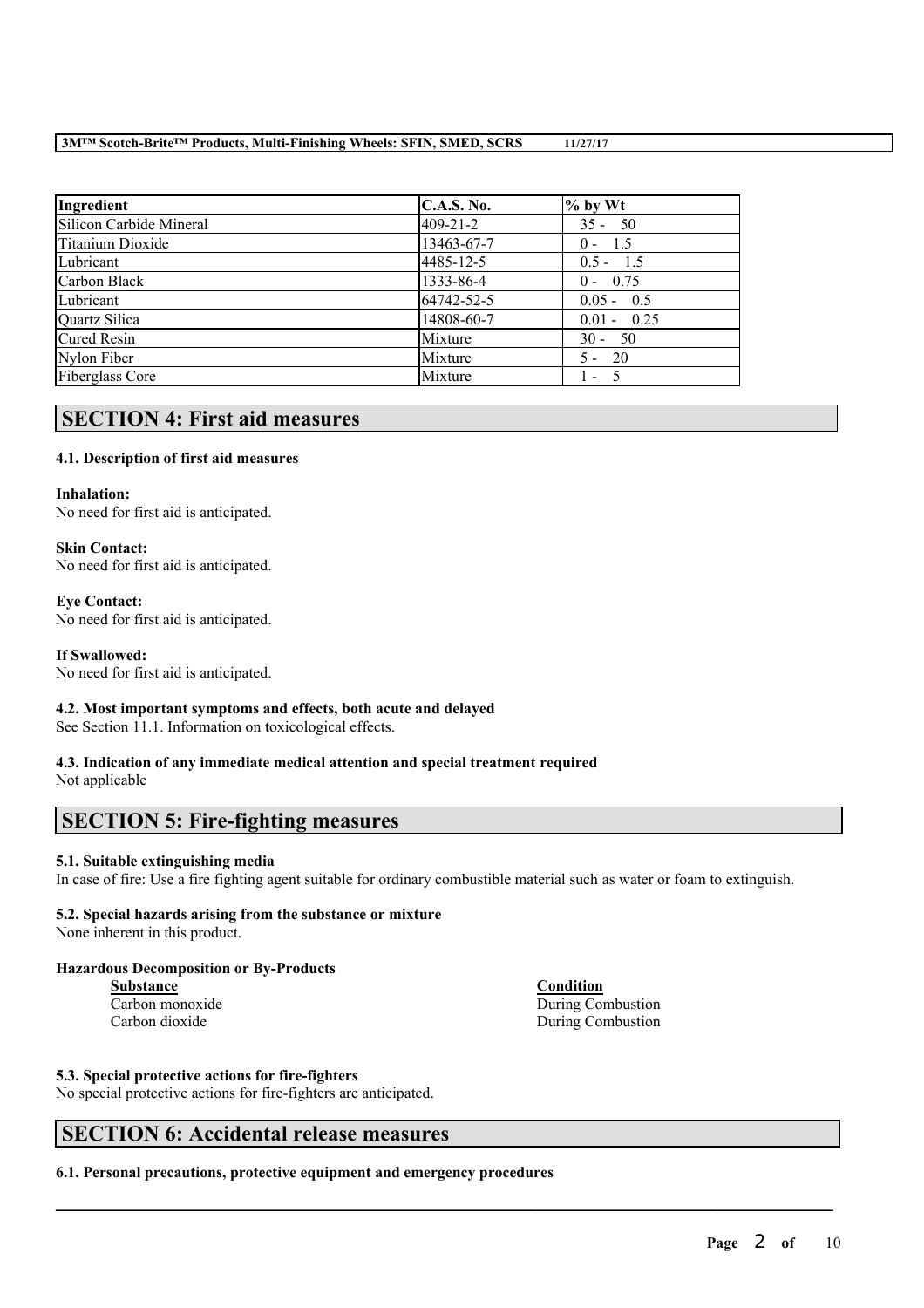| Ingredient | C.A.S. No. | % by Wt |
|---|---|---|
| Silicon Carbide Mineral | 409-21-2 | 35 - 50 |
| Titanium Dioxide | 13463-67-7 | 0 - 1.5 |
| Lubricant | 4485-12-5 | 0.5 - 1.5 |
| Carbon Black | 1333-86-4 | 0 - 0.75 |
| Lubricant | 64742-52-5 | 0.05 - 0.5 |
| Quartz Silica | 14808-60-7 | 0.01 - 0.25 |
| Cured Resin | Mixture | 30 - 50 |
| Nylon Fiber | Mixture | 5 - 20 |
| Fiberglass Core | Mixture | 1 - 5 |

## SECTION 4: First aid measures

### 4.1. Description of first aid measures

**Inhalation:**
No need for first aid is anticipated.

**Skin Contact:**
No need for first aid is anticipated.

**Eye Contact:**
No need for first aid is anticipated.

**If Swallowed:**
No need for first aid is anticipated.

### 4.2. Most important symptoms and effects, both acute and delayed

See Section 11.1. Information on toxicological effects.

### 4.3. Indication of any immediate medical attention and special treatment required

Not applicable

## SECTION 5: Fire-fighting measures

### 5.1. Suitable extinguishing media

In case of fire: Use a fire fighting agent suitable for ordinary combustible material such as water or foam to extinguish.

### 5.2. Special hazards arising from the substance or mixture

None inherent in this product.

**Hazardous Decomposition or By-Products**

| Substance | Condition |
|---|---|
| Carbon monoxide | During Combustion |
| Carbon dioxide | During Combustion |

### 5.3. Special protective actions for fire-fighters

No special protective actions for fire-fighters are anticipated.

## SECTION 6: Accidental release measures

### 6.1. Personal precautions, protective equipment and emergency procedures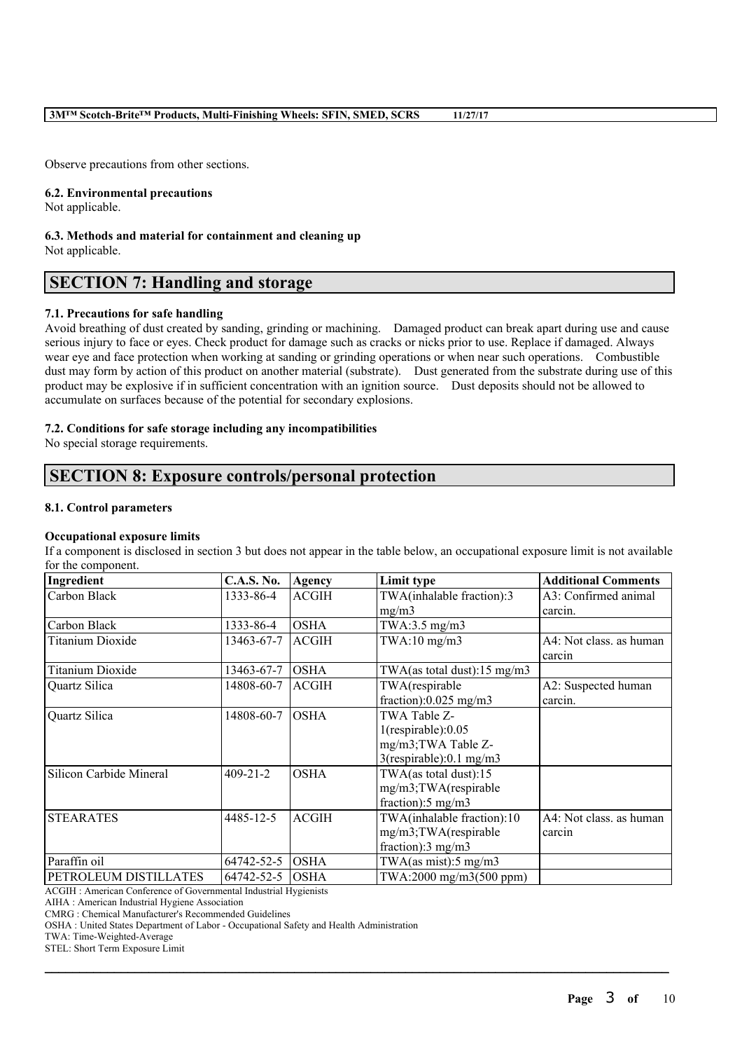Observe precautions from other sections.

**6.2. Environmental precautions**

Not applicable.

**6.3. Methods and material for containment and cleaning up**

Not applicable.

## SECTION 7: Handling and storage

**7.1. Precautions for safe handling**

Avoid breathing of dust created by sanding, grinding or machining. Damaged product can break apart during use and cause serious injury to face or eyes. Check product for damage such as cracks or nicks prior to use. Replace if damaged. Always wear eye and face protection when working at sanding or grinding operations or when near such operations. Combustible dust may form by action of this product on another material (substrate). Dust generated from the substrate during use of this product may be explosive if in sufficient concentration with an ignition source. Dust deposits should not be allowed to accumulate on surfaces because of the potential for secondary explosions.

**7.2. Conditions for safe storage including any incompatibilities**

No special storage requirements.

## SECTION 8: Exposure controls/personal protection

**8.1. Control parameters**

**Occupational exposure limits**

If a component is disclosed in section 3 but does not appear in the table below, an occupational exposure limit is not available for the component.

| Ingredient | C.A.S. No. | Agency | Limit type | Additional Comments |
|---|---|---|---|---|
| Carbon Black | 1333-86-4 | ACGIH | TWA(inhalable fraction):3 mg/m3 | A3: Confirmed animal carcin. |
| Carbon Black | 1333-86-4 | OSHA | TWA:3.5 mg/m3 | |
| Titanium Dioxide | 13463-67-7 | ACGIH | TWA:10 mg/m3 | A4: Not class. as human carcin |
| Titanium Dioxide | 13463-67-7 | OSHA | TWA(as total dust):15 mg/m3 | |
| Quartz Silica | 14808-60-7 | ACGIH | TWA(respirable fraction):0.025 mg/m3 | A2: Suspected human carcin. |
| Quartz Silica | 14808-60-7 | OSHA | TWA Table Z-1(respirable):0.05 mg/m3;TWA Table Z-3(respirable):0.1 mg/m3 | |
| Silicon Carbide Mineral | 409-21-2 | OSHA | TWA(as total dust):15 mg/m3;TWA(respirable fraction):5 mg/m3 | |
| STEARATES | 4485-12-5 | ACGIH | TWA(inhalable fraction):10 mg/m3;TWA(respirable fraction):3 mg/m3 | A4: Not class. as human carcin |
| Paraffin oil | 64742-52-5 | OSHA | TWA(as mist):5 mg/m3 | |
| PETROLEUM DISTILLATES | 64742-52-5 | OSHA | TWA:2000 mg/m3(500 ppm) | |

ACGIH : American Conference of Governmental Industrial Hygienists

AIHA : American Industrial Hygiene Association

CMRG : Chemical Manufacturer's Recommended Guidelines

OSHA : United States Department of Labor - Occupational Safety and Health Administration

TWA: Time-Weighted-Average

STEL: Short Term Exposure Limit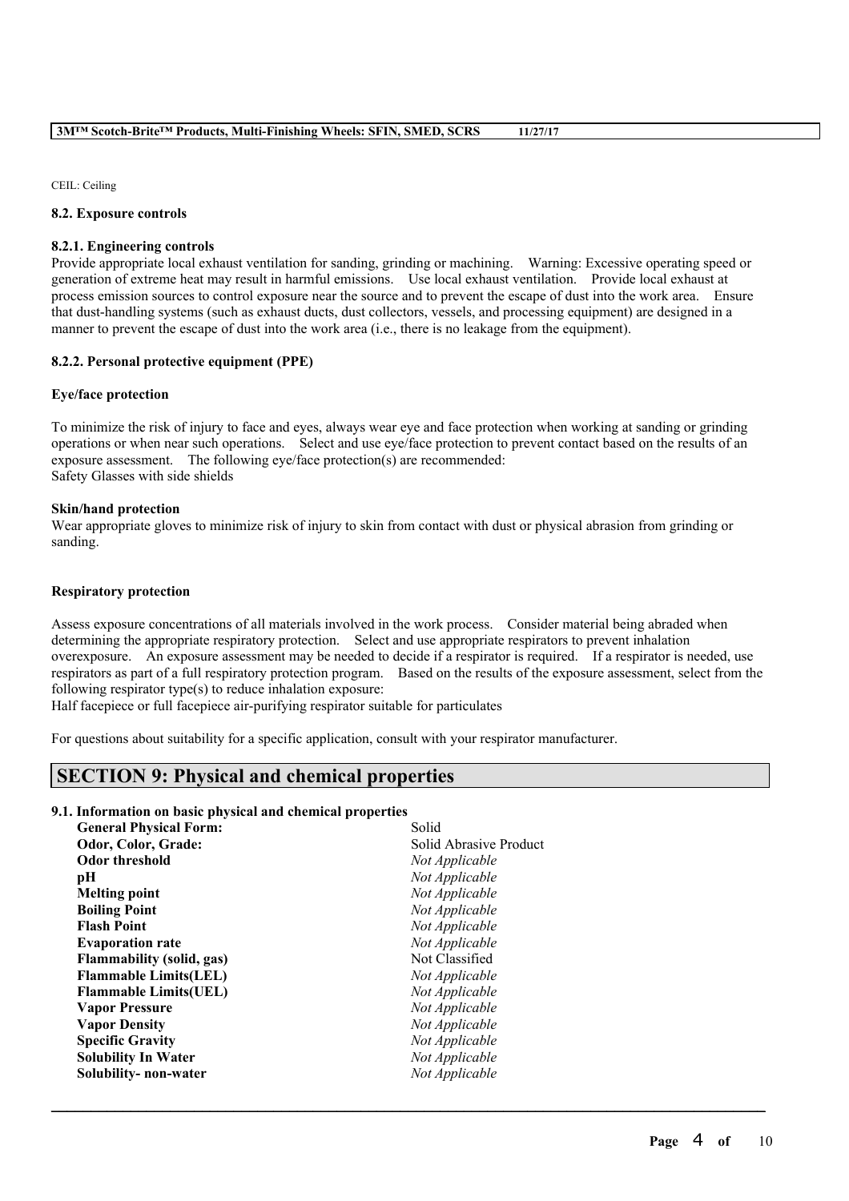CEIL: Ceiling

### 8.2. Exposure controls

#### 8.2.1. Engineering controls

Provide appropriate local exhaust ventilation for sanding, grinding or machining. Warning: Excessive operating speed or generation of extreme heat may result in harmful emissions. Use local exhaust ventilation. Provide local exhaust at process emission sources to control exposure near the source and to prevent the escape of dust into the work area. Ensure that dust-handling systems (such as exhaust ducts, dust collectors, vessels, and processing equipment) are designed in a manner to prevent the escape of dust into the work area (i.e., there is no leakage from the equipment).

#### 8.2.2. Personal protective equipment (PPE)

**Eye/face protection**

To minimize the risk of injury to face and eyes, always wear eye and face protection when working at sanding or grinding operations or when near such operations. Select and use eye/face protection to prevent contact based on the results of an exposure assessment. The following eye/face protection(s) are recommended:
Safety Glasses with side shields

**Skin/hand protection**

Wear appropriate gloves to minimize risk of injury to skin from contact with dust or physical abrasion from grinding or sanding.

**Respiratory protection**

Assess exposure concentrations of all materials involved in the work process. Consider material being abraded when determining the appropriate respiratory protection. Select and use appropriate respirators to prevent inhalation overexposure. An exposure assessment may be needed to decide if a respirator is required. If a respirator is needed, use respirators as part of a full respiratory protection program. Based on the results of the exposure assessment, select from the following respirator type(s) to reduce inhalation exposure:
Half facepiece or full facepiece air-purifying respirator suitable for particulates

For questions about suitability for a specific application, consult with your respirator manufacturer.

## SECTION 9: Physical and chemical properties

### 9.1. Information on basic physical and chemical properties

| Property | Value |
|---|---|
| **General Physical Form:** | Solid |
| **Odor, Color, Grade:** | Solid Abrasive Product |
| **Odor threshold** | *Not Applicable* |
| **pH** | *Not Applicable* |
| **Melting point** | *Not Applicable* |
| **Boiling Point** | *Not Applicable* |
| **Flash Point** | *Not Applicable* |
| **Evaporation rate** | *Not Applicable* |
| **Flammability (solid, gas)** | Not Classified |
| **Flammable Limits(LEL)** | *Not Applicable* |
| **Flammable Limits(UEL)** | *Not Applicable* |
| **Vapor Pressure** | *Not Applicable* |
| **Vapor Density** | *Not Applicable* |
| **Specific Gravity** | *Not Applicable* |
| **Solubility In Water** | *Not Applicable* |
| **Solubility- non-water** | *Not Applicable* |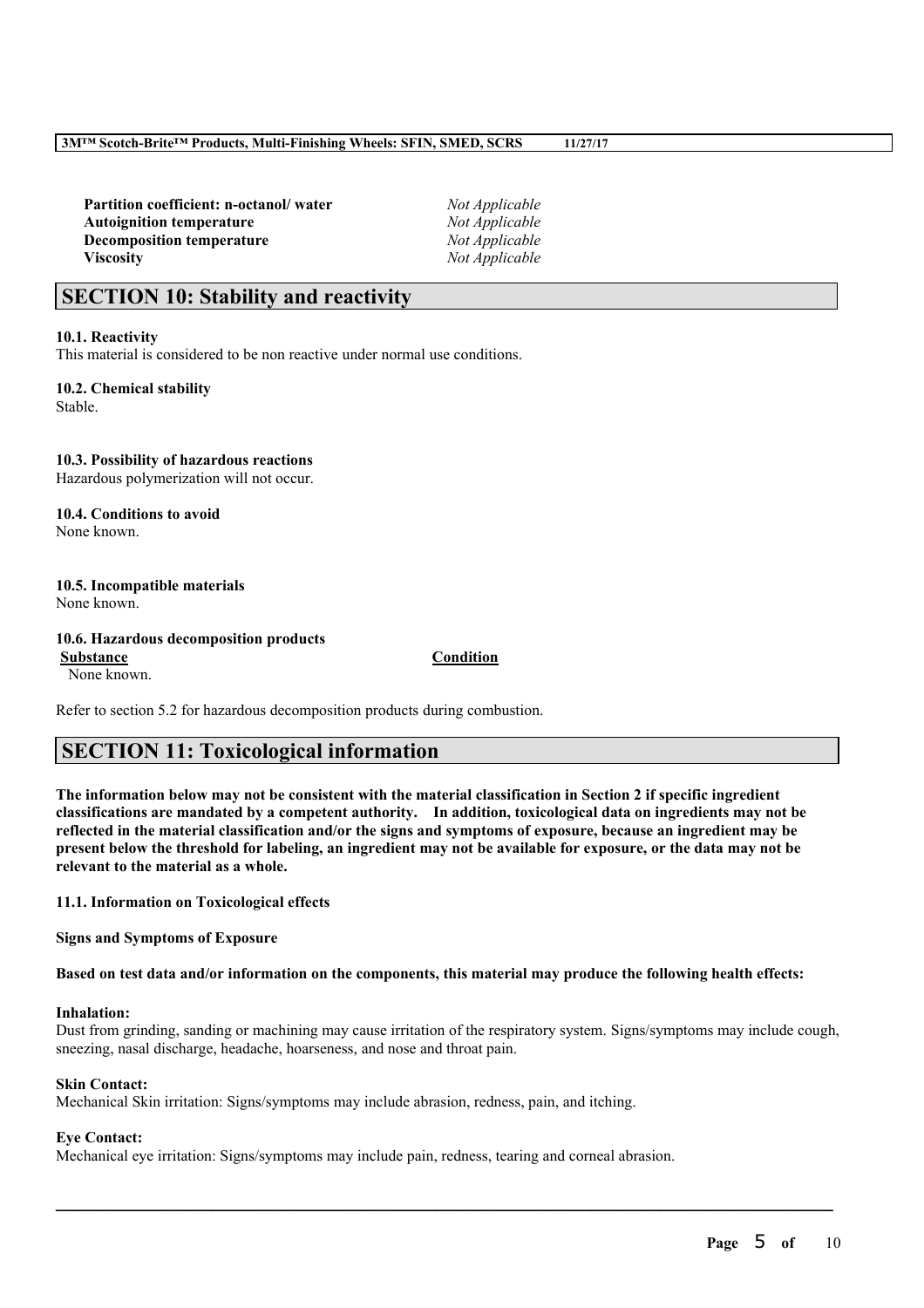| | |
|---|---|
| **Partition coefficient: n-octanol/ water** | *Not Applicable* |
| **Autoignition temperature** | *Not Applicable* |
| **Decomposition temperature** | *Not Applicable* |
| **Viscosity** | *Not Applicable* |

## SECTION 10: Stability and reactivity

**10.1. Reactivity**

This material is considered to be non reactive under normal use conditions.

**10.2. Chemical stability**

Stable.

**10.3. Possibility of hazardous reactions**

Hazardous polymerization will not occur.

**10.4. Conditions to avoid**

None known.

**10.5. Incompatible materials**

None known.

**10.6. Hazardous decomposition products**

| Substance | Condition |
|---|---|
| None known. | |

Refer to section 5.2 for hazardous decomposition products during combustion.

## SECTION 11: Toxicological information

**The information below may not be consistent with the material classification in Section 2 if specific ingredient classifications are mandated by a competent authority. In addition, toxicological data on ingredients may not be reflected in the material classification and/or the signs and symptoms of exposure, because an ingredient may be present below the threshold for labeling, an ingredient may not be available for exposure, or the data may not be relevant to the material as a whole.**

**11.1. Information on Toxicological effects**

**Signs and Symptoms of Exposure**

**Based on test data and/or information on the components, this material may produce the following health effects:**

**Inhalation:**

Dust from grinding, sanding or machining may cause irritation of the respiratory system. Signs/symptoms may include cough, sneezing, nasal discharge, headache, hoarseness, and nose and throat pain.

**Skin Contact:**

Mechanical Skin irritation: Signs/symptoms may include abrasion, redness, pain, and itching.

**Eye Contact:**

Mechanical eye irritation: Signs/symptoms may include pain, redness, tearing and corneal abrasion.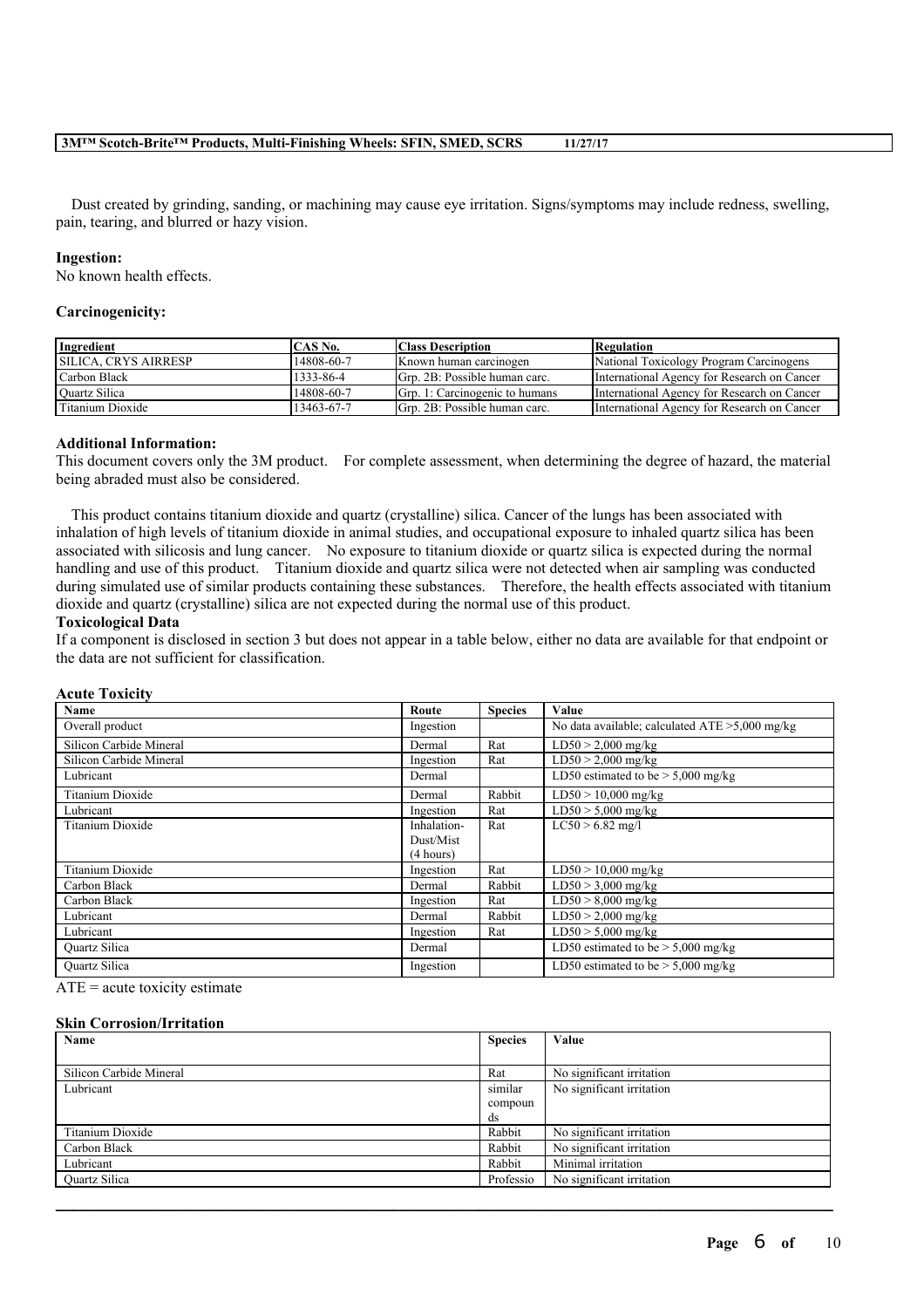Dust created by grinding, sanding, or machining may cause eye irritation. Signs/symptoms may include redness, swelling, pain, tearing, and blurred or hazy vision.

**Ingestion:**
No known health effects.

**Carcinogenicity:**

| Ingredient | CAS No. | Class Description | Regulation |
| --- | --- | --- | --- |
| SILICA, CRYS AIRRESP | 14808-60-7 | Known human carcinogen | National Toxicology Program Carcinogens |
| Carbon Black | 1333-86-4 | Grp. 2B: Possible human carc. | International Agency for Research on Cancer |
| Quartz Silica | 14808-60-7 | Grp. 1: Carcinogenic to humans | International Agency for Research on Cancer |
| Titanium Dioxide | 13463-67-7 | Grp. 2B: Possible human carc. | International Agency for Research on Cancer |

**Additional Information:**
This document covers only the 3M product. For complete assessment, when determining the degree of hazard, the material being abraded must also be considered.

This product contains titanium dioxide and quartz (crystalline) silica. Cancer of the lungs has been associated with inhalation of high levels of titanium dioxide in animal studies, and occupational exposure to inhaled quartz silica has been associated with silicosis and lung cancer. No exposure to titanium dioxide or quartz silica is expected during the normal handling and use of this product. Titanium dioxide and quartz silica were not detected when air sampling was conducted during simulated use of similar products containing these substances. Therefore, the health effects associated with titanium dioxide and quartz (crystalline) silica are not expected during the normal use of this product.

**Toxicological Data**
If a component is disclosed in section 3 but does not appear in a table below, either no data are available for that endpoint or the data are not sufficient for classification.

**Acute Toxicity**

| Name | Route | Species | Value |
| --- | --- | --- | --- |
| Overall product | Ingestion | | No data available; calculated ATE >5,000 mg/kg |
| Silicon Carbide Mineral | Dermal | Rat | LD50 > 2,000 mg/kg |
| Silicon Carbide Mineral | Ingestion | Rat | LD50 > 2,000 mg/kg |
| Lubricant | Dermal | | LD50 estimated to be > 5,000 mg/kg |
| Titanium Dioxide | Dermal | Rabbit | LD50 > 10,000 mg/kg |
| Lubricant | Ingestion | Rat | LD50 > 5,000 mg/kg |
| Titanium Dioxide | Inhalation-Dust/Mist (4 hours) | Rat | LC50 > 6.82 mg/l |
| Titanium Dioxide | Ingestion | Rat | LD50 > 10,000 mg/kg |
| Carbon Black | Dermal | Rabbit | LD50 > 3,000 mg/kg |
| Carbon Black | Ingestion | Rat | LD50 > 8,000 mg/kg |
| Lubricant | Dermal | Rabbit | LD50 > 2,000 mg/kg |
| Lubricant | Ingestion | Rat | LD50 > 5,000 mg/kg |
| Quartz Silica | Dermal | | LD50 estimated to be > 5,000 mg/kg |
| Quartz Silica | Ingestion | | LD50 estimated to be > 5,000 mg/kg |

ATE = acute toxicity estimate

**Skin Corrosion/Irritation**

| Name | Species | Value |
| --- | --- | --- |
| Silicon Carbide Mineral | Rat | No significant irritation |
| Lubricant | similar compounds | No significant irritation |
| Titanium Dioxide | Rabbit | No significant irritation |
| Carbon Black | Rabbit | No significant irritation |
| Lubricant | Rabbit | Minimal irritation |
| Quartz Silica | Professio | No significant irritation |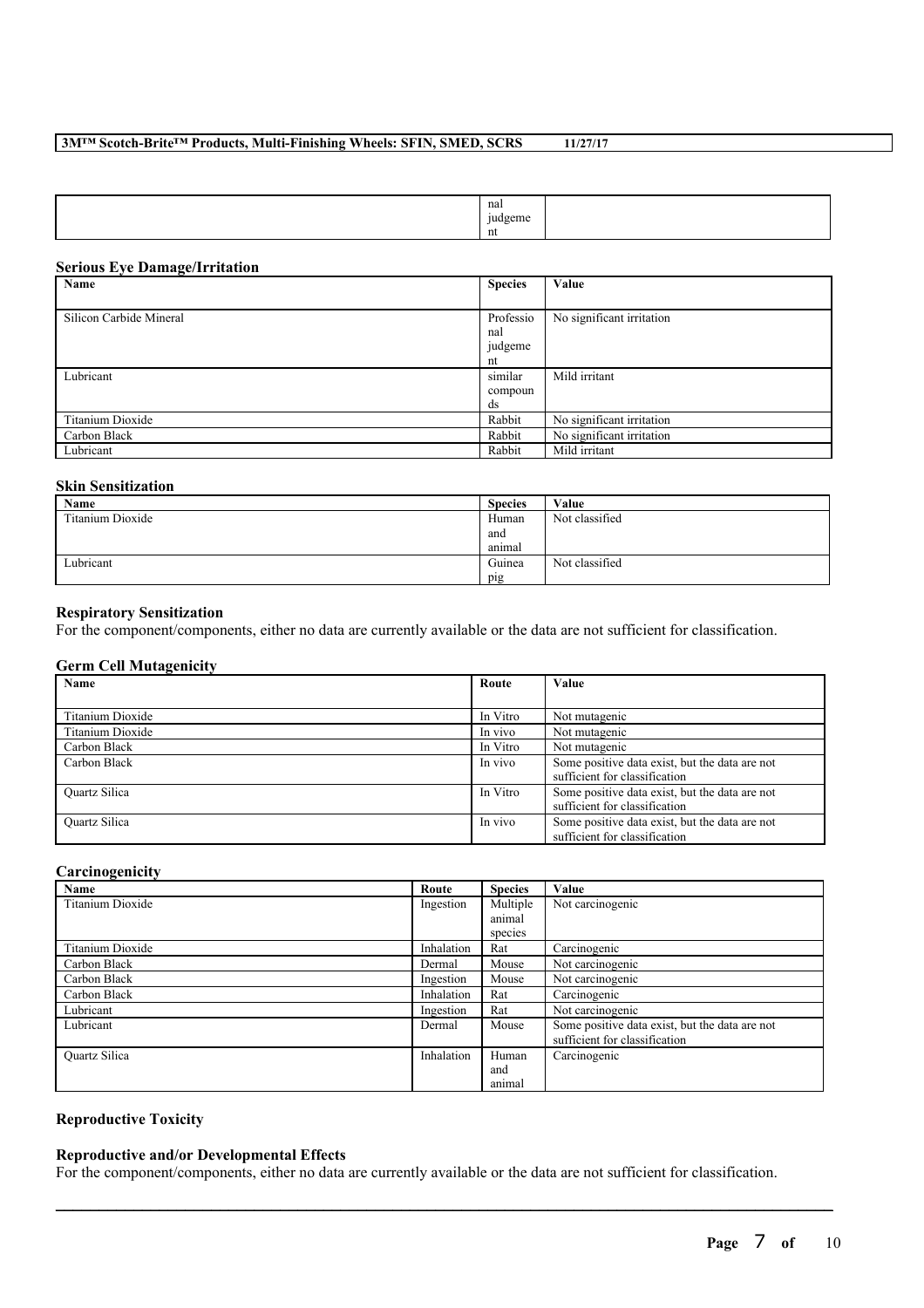| | nal judgeme nt | |
|---|---|---|

### Serious Eye Damage/Irritation

| Name | Species | Value |
|---|---|---|
| Silicon Carbide Mineral | Professio nal judgeme nt | No significant irritation |
| Lubricant | similar compoun ds | Mild irritant |
| Titanium Dioxide | Rabbit | No significant irritation |
| Carbon Black | Rabbit | No significant irritation |
| Lubricant | Rabbit | Mild irritant |

### Skin Sensitization

| Name | Species | Value |
|---|---|---|
| Titanium Dioxide | Human and animal | Not classified |
| Lubricant | Guinea pig | Not classified |

### Respiratory Sensitization

For the component/components, either no data are currently available or the data are not sufficient for classification.

### Germ Cell Mutagenicity

| Name | Route | Value |
|---|---|---|
| Titanium Dioxide | In Vitro | Not mutagenic |
| Titanium Dioxide | In vivo | Not mutagenic |
| Carbon Black | In Vitro | Not mutagenic |
| Carbon Black | In vivo | Some positive data exist, but the data are not sufficient for classification |
| Quartz Silica | In Vitro | Some positive data exist, but the data are not sufficient for classification |
| Quartz Silica | In vivo | Some positive data exist, but the data are not sufficient for classification |

### Carcinogenicity

| Name | Route | Species | Value |
|---|---|---|---|
| Titanium Dioxide | Ingestion | Multiple animal species | Not carcinogenic |
| Titanium Dioxide | Inhalation | Rat | Carcinogenic |
| Carbon Black | Dermal | Mouse | Not carcinogenic |
| Carbon Black | Ingestion | Mouse | Not carcinogenic |
| Carbon Black | Inhalation | Rat | Carcinogenic |
| Lubricant | Ingestion | Rat | Not carcinogenic |
| Lubricant | Dermal | Mouse | Some positive data exist, but the data are not sufficient for classification |
| Quartz Silica | Inhalation | Human and animal | Carcinogenic |

### Reproductive Toxicity

### Reproductive and/or Developmental Effects

For the component/components, either no data are currently available or the data are not sufficient for classification.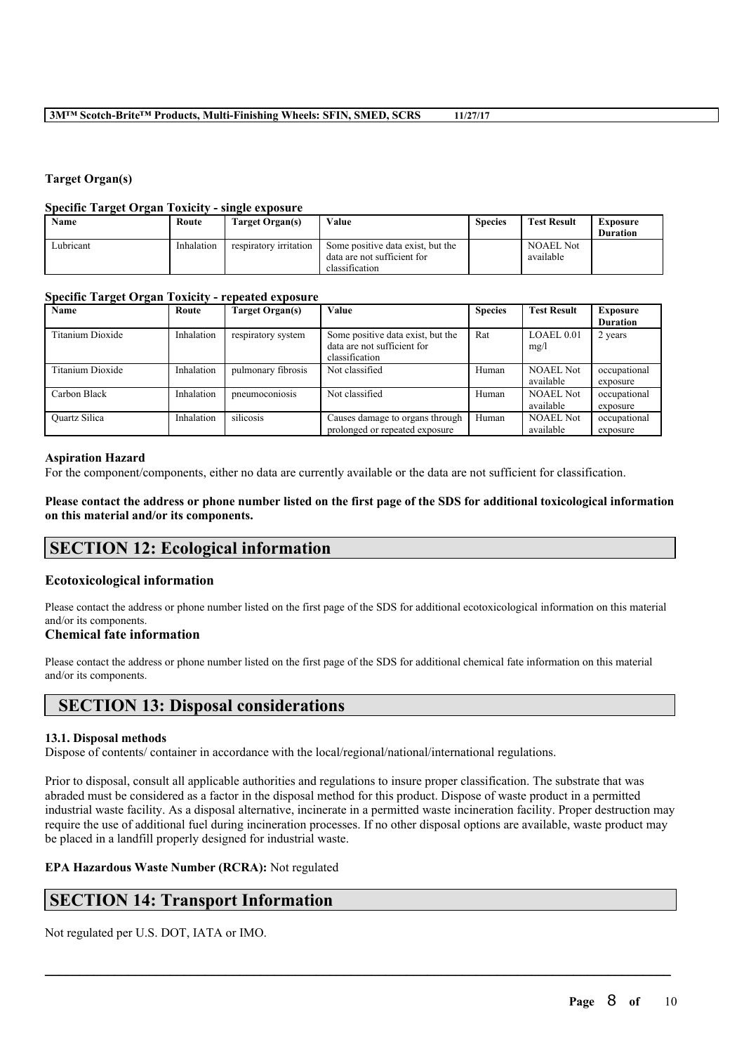**Target Organ(s)**

**Specific Target Organ Toxicity - single exposure**

| Name | Route | Target Organ(s) | Value | Species | Test Result | Exposure Duration |
|---|---|---|---|---|---|---|
| Lubricant | Inhalation | respiratory irritation | Some positive data exist, but the data are not sufficient for classification | | NOAEL Not available | |

**Specific Target Organ Toxicity - repeated exposure**

| Name | Route | Target Organ(s) | Value | Species | Test Result | Exposure Duration |
|---|---|---|---|---|---|---|
| Titanium Dioxide | Inhalation | respiratory system | Some positive data exist, but the data are not sufficient for classification | Rat | LOAEL 0.01 mg/l | 2 years |
| Titanium Dioxide | Inhalation | pulmonary fibrosis | Not classified | Human | NOAEL Not available | occupational exposure |
| Carbon Black | Inhalation | pneumoconiosis | Not classified | Human | NOAEL Not available | occupational exposure |
| Quartz Silica | Inhalation | silicosis | Causes damage to organs through prolonged or repeated exposure | Human | NOAEL Not available | occupational exposure |

**Aspiration Hazard**

For the component/components, either no data are currently available or the data are not sufficient for classification.

**Please contact the address or phone number listed on the first page of the SDS for additional toxicological information on this material and/or its components.**

## SECTION 12: Ecological information

### Ecotoxicological information

Please contact the address or phone number listed on the first page of the SDS for additional ecotoxicological information on this material and/or its components.

### Chemical fate information

Please contact the address or phone number listed on the first page of the SDS for additional chemical fate information on this material and/or its components.

## SECTION 13: Disposal considerations

**13.1. Disposal methods**

Dispose of contents/ container in accordance with the local/regional/national/international regulations.

Prior to disposal, consult all applicable authorities and regulations to insure proper classification. The substrate that was abraded must be considered as a factor in the disposal method for this product. Dispose of waste product in a permitted industrial waste facility. As a disposal alternative, incinerate in a permitted waste incineration facility. Proper destruction may require the use of additional fuel during incineration processes. If no other disposal options are available, waste product may be placed in a landfill properly designed for industrial waste.

**EPA Hazardous Waste Number (RCRA):** Not regulated

## SECTION 14: Transport Information

Not regulated per U.S. DOT, IATA or IMO.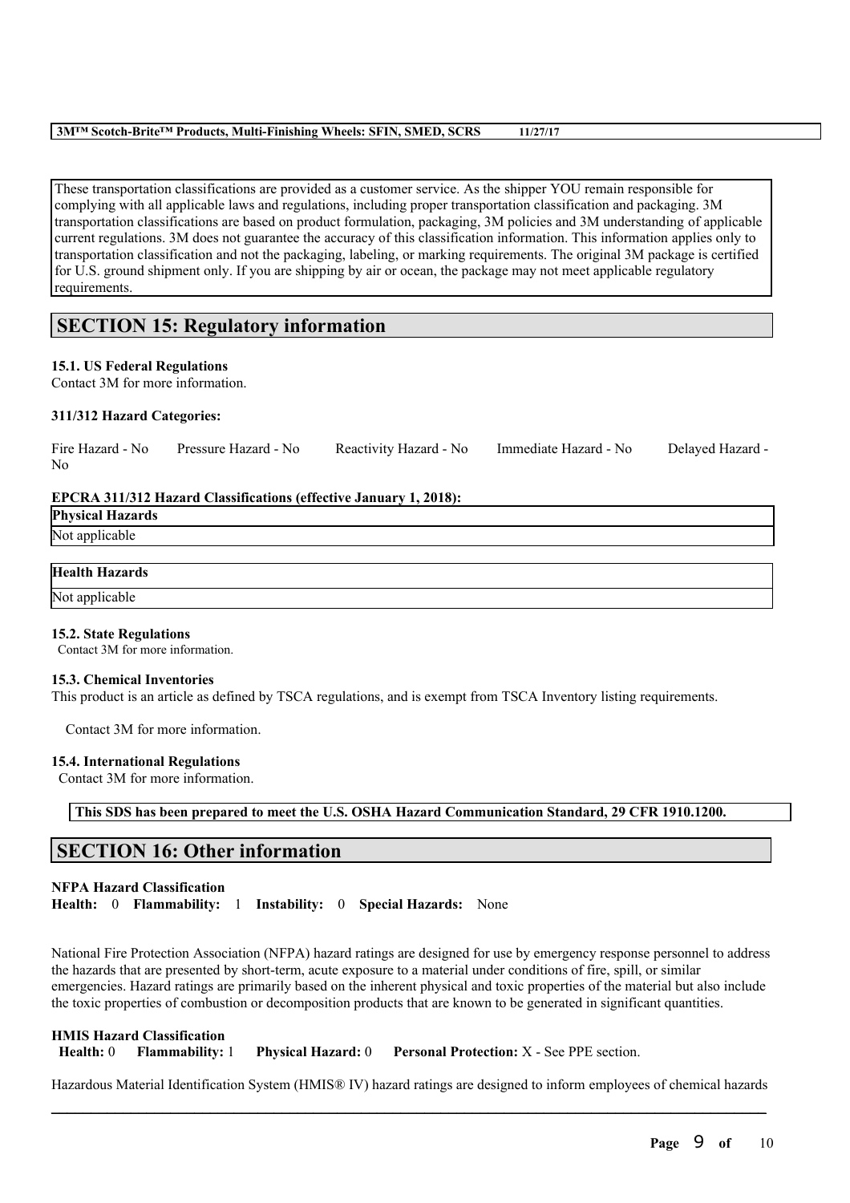These transportation classifications are provided as a customer service. As the shipper YOU remain responsible for complying with all applicable laws and regulations, including proper transportation classification and packaging. 3M transportation classifications are based on product formulation, packaging, 3M policies and 3M understanding of applicable current regulations. 3M does not guarantee the accuracy of this classification information. This information applies only to transportation classification and not the packaging, labeling, or marking requirements. The original 3M package is certified for U.S. ground shipment only. If you are shipping by air or ocean, the package may not meet applicable regulatory requirements.

## SECTION 15: Regulatory information

**15.1. US Federal Regulations**

Contact 3M for more information.

**311/312 Hazard Categories:**

Fire Hazard - No    Pressure Hazard - No    Reactivity Hazard - No    Immediate Hazard - No    Delayed Hazard - No

**EPCRA 311/312 Hazard Classifications (effective January 1, 2018):**

| Physical Hazards |
| --- |
| Not applicable |

| Health Hazards |
| --- |
| Not applicable |

**15.2. State Regulations**

Contact 3M for more information.

**15.3. Chemical Inventories**

This product is an article as defined by TSCA regulations, and is exempt from TSCA Inventory listing requirements.

Contact 3M for more information.

**15.4. International Regulations**

Contact 3M for more information.

**This SDS has been prepared to meet the U.S. OSHA Hazard Communication Standard, 29 CFR 1910.1200.**

## SECTION 16: Other information

**NFPA Hazard Classification**

**Health:** 0 **Flammability:** 1 **Instability:** 0 **Special Hazards:** None

National Fire Protection Association (NFPA) hazard ratings are designed for use by emergency response personnel to address the hazards that are presented by short-term, acute exposure to a material under conditions of fire, spill, or similar emergencies. Hazard ratings are primarily based on the inherent physical and toxic properties of the material but also include the toxic properties of combustion or decomposition products that are known to be generated in significant quantities.

**HMIS Hazard Classification**

**Health:** 0 **Flammability:** 1 **Physical Hazard:** 0 **Personal Protection:** X - See PPE section.

Hazardous Material Identification System (HMIS® IV) hazard ratings are designed to inform employees of chemical hazards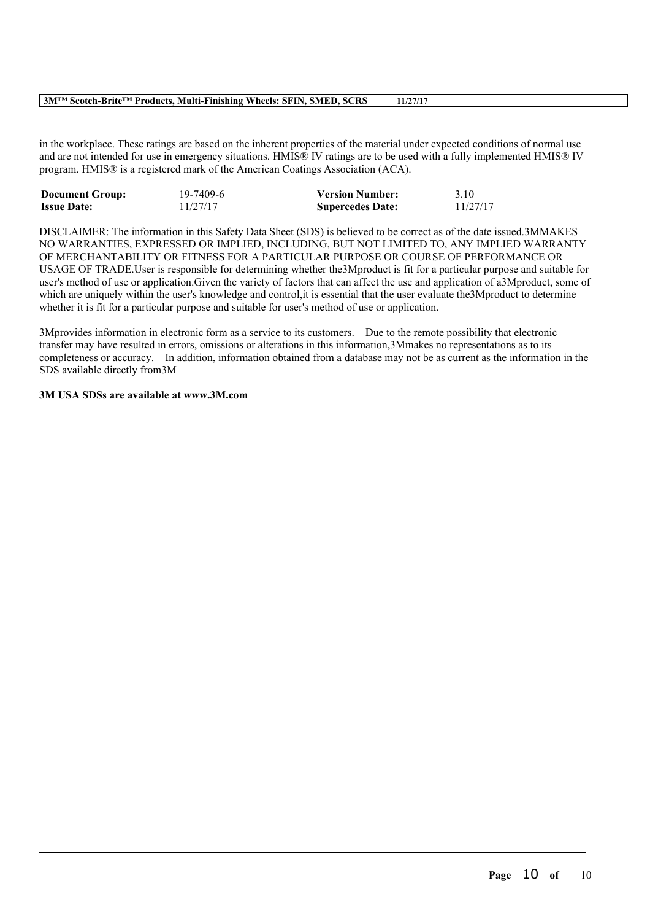in the workplace. These ratings are based on the inherent properties of the material under expected conditions of normal use and are not intended for use in emergency situations. HMIS® IV ratings are to be used with a fully implemented HMIS® IV program. HMIS® is a registered mark of the American Coatings Association (ACA).

| | | | |
|---|---|---|---|
| **Document Group:** | 19-7409-6 | **Version Number:** | 3.10 |
| **Issue Date:** | 11/27/17 | **Supercedes Date:** | 11/27/17 |

DISCLAIMER: The information in this Safety Data Sheet (SDS) is believed to be correct as of the date issued.3MMAKES NO WARRANTIES, EXPRESSED OR IMPLIED, INCLUDING, BUT NOT LIMITED TO, ANY IMPLIED WARRANTY OF MERCHANTABILITY OR FITNESS FOR A PARTICULAR PURPOSE OR COURSE OF PERFORMANCE OR USAGE OF TRADE.User is responsible for determining whether the3Mproduct is fit for a particular purpose and suitable for user's method of use or application.Given the variety of factors that can affect the use and application of a3Mproduct, some of which are uniquely within the user's knowledge and control,it is essential that the user evaluate the3Mproduct to determine whether it is fit for a particular purpose and suitable for user's method of use or application.

3Mprovides information in electronic form as a service to its customers. Due to the remote possibility that electronic transfer may have resulted in errors, omissions or alterations in this information,3Mmakes no representations as to its completeness or accuracy. In addition, information obtained from a database may not be as current as the information in the SDS available directly from3M

**3M USA SDSs are available at www.3M.com**